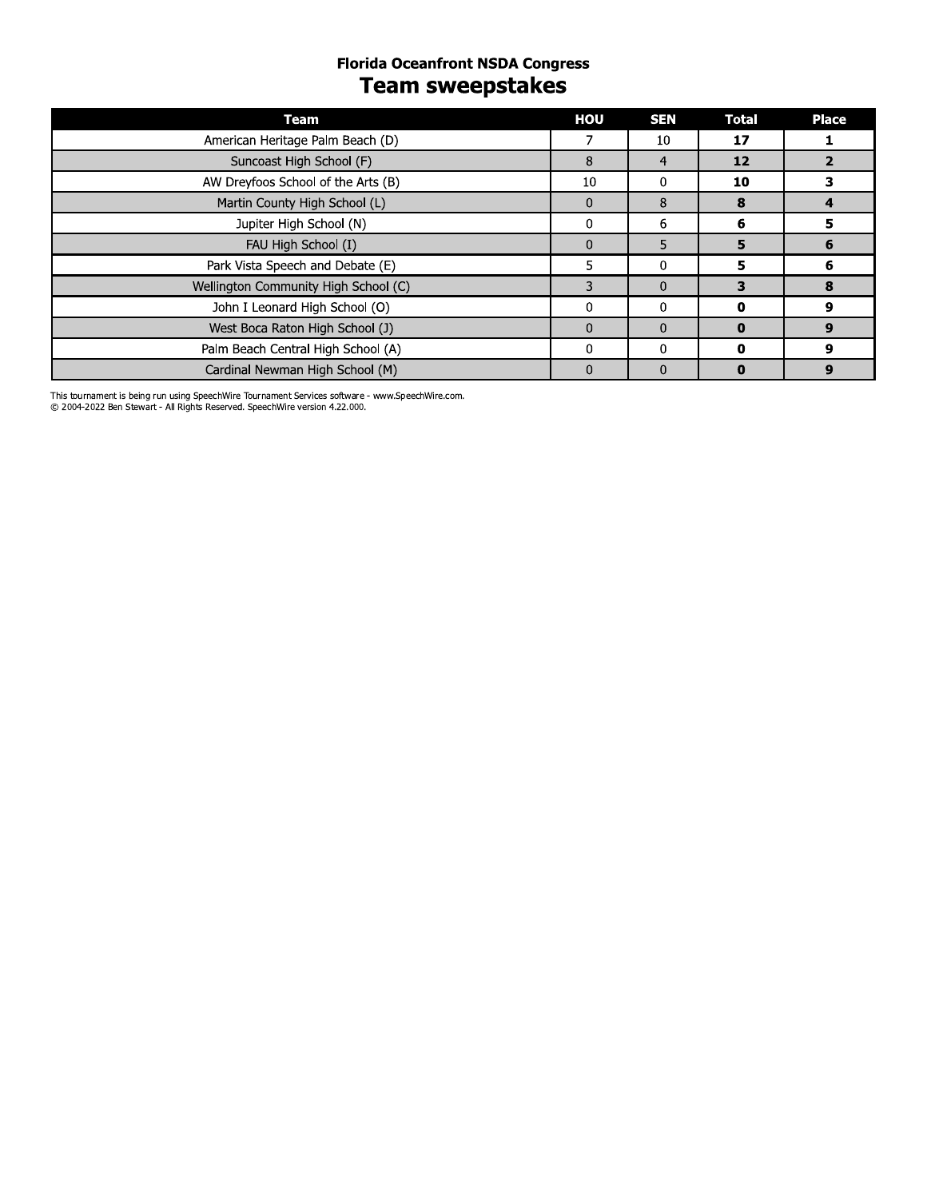## Florida Oceanfront NSDA Congress

# Team sweepstakes

| Team | HOU | SEN | Total | Place |
|---|---|---|---|---|
| American Heritage Palm Beach (D) | 7 | 10 | **17** | **1** |
| Suncoast High School (F) | 8 | 4 | **12** | **2** |
| AW Dreyfoos School of the Arts (B) | 10 | 0 | **10** | **3** |
| Martin County High School (L) | 0 | 8 | **8** | **4** |
| Jupiter High School (N) | 0 | 6 | **6** | **5** |
| FAU High School (I) | 0 | 5 | **5** | **6** |
| Park Vista Speech and Debate (E) | 5 | 0 | **5** | **6** |
| Wellington Community High School (C) | 3 | 0 | **3** | **8** |
| John I Leonard High School (O) | 0 | 0 | **0** | **9** |
| West Boca Raton High School (J) | 0 | 0 | **0** | **9** |
| Palm Beach Central High School (A) | 0 | 0 | **0** | **9** |
| Cardinal Newman High School (M) | 0 | 0 | **0** | **9** |

This tournament is being run using SpeechWire Tournament Services software - www.SpeechWire.com.
© 2004-2022 Ben Stewart - All Rights Reserved. SpeechWire version 4.22.000.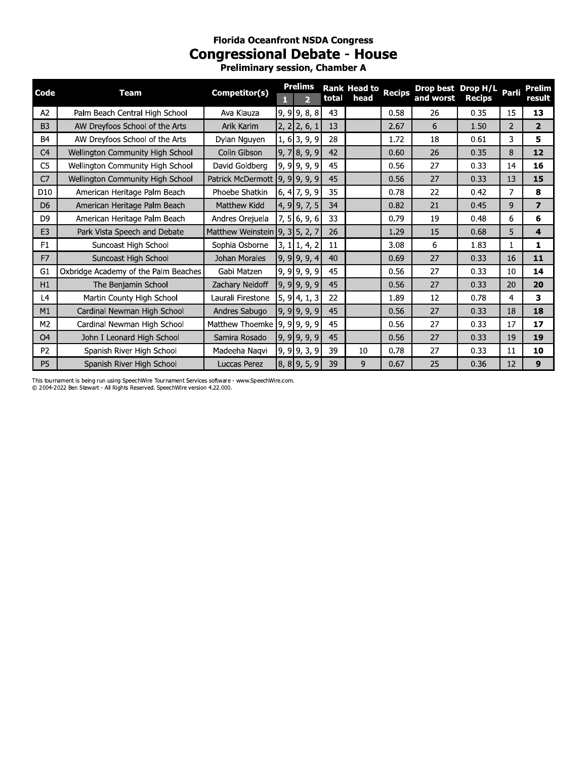# Florida Oceanfront NSDA Congress

## Congressional Debate - House

### Preliminary session, Chamber A

| Code | Team | Competitor(s) | Prelims 1 | Prelims 2 | Rank total | Head to head | Recips | Drop best and worst | Drop H/L Recips | Parli | Prelim result |
|---|---|---|---|---|---|---|---|---|---|---|---|
| A2 | Palm Beach Central High School | Ava Klauza | 9, 9 | 9, 8, 8 | 43 | | 0.58 | 26 | 0.35 | 15 | **13** |
| B3 | AW Dreyfoos School of the Arts | Arik Karim | 2, 2 | 2, 6, 1 | 13 | | 2.67 | 6 | 1.50 | 2 | **2** |
| B4 | AW Dreyfoos School of the Arts | Dylan Nguyen | 1, 6 | 3, 9, 9 | 28 | | 1.72 | 18 | 0.61 | 3 | **5** |
| C4 | Wellington Community High School | Colin Gibson | 9, 7 | 8, 9, 9 | 42 | | 0.60 | 26 | 0.35 | 8 | **12** |
| C5 | Wellington Community High School | David Goldberg | 9, 9 | 9, 9, 9 | 45 | | 0.56 | 27 | 0.33 | 14 | **16** |
| C7 | Wellington Community High School | Patrick McDermott | 9, 9 | 9, 9, 9 | 45 | | 0.56 | 27 | 0.33 | 13 | **15** |
| D10 | American Heritage Palm Beach | Phoebe Shatkin | 6, 4 | 7, 9, 9 | 35 | | 0.78 | 22 | 0.42 | 7 | **8** |
| D6 | American Heritage Palm Beach | Matthew Kidd | 4, 9 | 9, 7, 5 | 34 | | 0.82 | 21 | 0.45 | 9 | **7** |
| D9 | American Heritage Palm Beach | Andres Orejuela | 7, 5 | 6, 9, 6 | 33 | | 0.79 | 19 | 0.48 | 6 | **6** |
| E3 | Park Vista Speech and Debate | Matthew Weinstein | 9, 3 | 5, 2, 7 | 26 | | 1.29 | 15 | 0.68 | 5 | **4** |
| F1 | Suncoast High School | Sophia Osborne | 3, 1 | 1, 4, 2 | 11 | | 3.08 | 6 | 1.83 | 1 | **1** |
| F7 | Suncoast High School | Johan Morales | 9, 9 | 9, 9, 4 | 40 | | 0.69 | 27 | 0.33 | 16 | **11** |
| G1 | Oxbridge Academy of the Palm Beaches | Gabi Matzen | 9, 9 | 9, 9, 9 | 45 | | 0.56 | 27 | 0.33 | 10 | **14** |
| H1 | The Benjamin School | Zachary Neidoff | 9, 9 | 9, 9, 9 | 45 | | 0.56 | 27 | 0.33 | 20 | **20** |
| L4 | Martin County High School | Laurali Firestone | 5, 9 | 4, 1, 3 | 22 | | 1.89 | 12 | 0.78 | 4 | **3** |
| M1 | Cardinal Newman High School | Andres Sabugo | 9, 9 | 9, 9, 9 | 45 | | 0.56 | 27 | 0.33 | 18 | **18** |
| M2 | Cardinal Newman High School | Matthew Thoemke | 9, 9 | 9, 9, 9 | 45 | | 0.56 | 27 | 0.33 | 17 | **17** |
| O4 | John I Leonard High School | Samira Rosado | 9, 9 | 9, 9, 9 | 45 | | 0.56 | 27 | 0.33 | 19 | **19** |
| P2 | Spanish River High School | Madeeha Naqvi | 9, 9 | 9, 3, 9 | 39 | 10 | 0.78 | 27 | 0.33 | 11 | **10** |
| P5 | Spanish River High School | Luccas Perez | 8, 8 | 9, 5, 9 | 39 | 9 | 0.67 | 25 | 0.36 | 12 | **9** |

This tournament is being run using SpeechWire Tournament Services software - www.SpeechWire.com.
© 2004-2022 Ben Stewart - All Rights Reserved. SpeechWire version 4.22.000.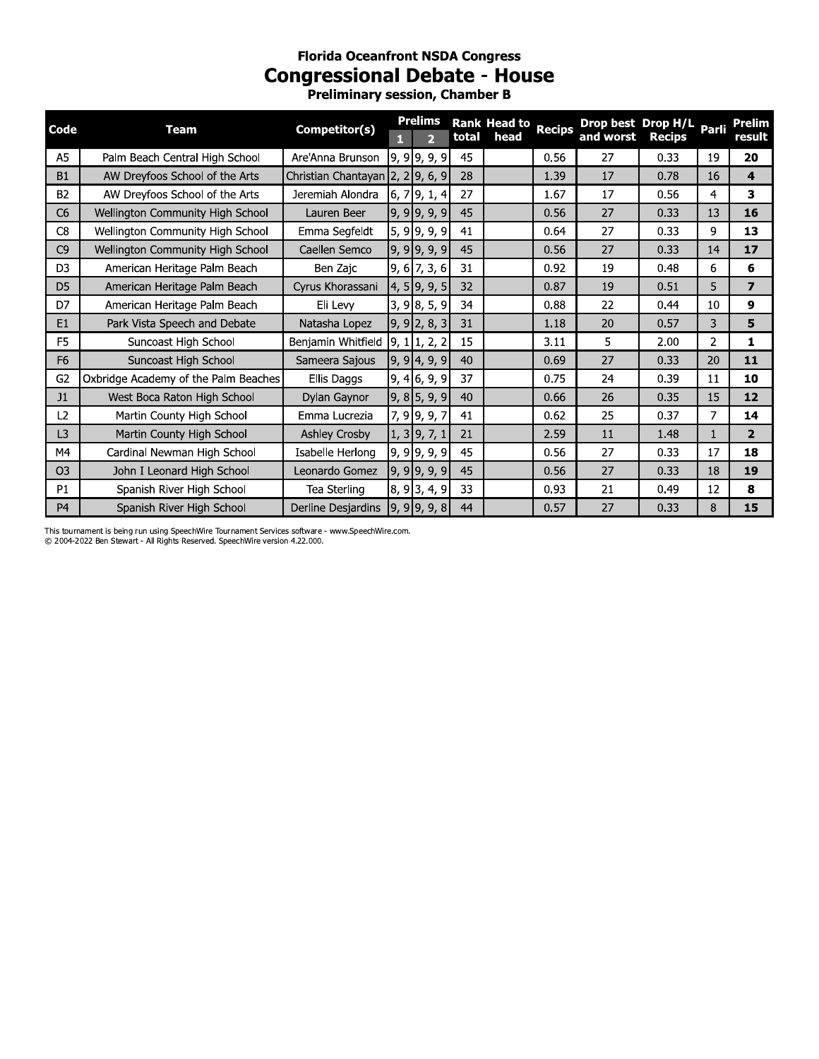### Florida Oceanfront NSDA Congress

# Congressional Debate - House

### Preliminary session, Chamber B

| Code | Team | Competitor(s) | Prelims | | Rank total | Head to head | Recips | Drop best and worst | Drop H/L Recips | Parli | Prelim result |
|---|---|---|---|---|---|---|---|---|---|---|---|
| | | | 1 | 2 | | | | | | | |
| A5 | Palm Beach Central High School | Are'Anna Brunson | 9, 9 | 9, 9, 9 | 45 | | 0.56 | 27 | 0.33 | 19 | **20** |
| B1 | AW Dreyfoos School of the Arts | Christian Chantayan | 2, 2 | 9, 6, 9 | 28 | | 1.39 | 17 | 0.78 | 16 | **4** |
| B2 | AW Dreyfoos School of the Arts | Jeremiah Alondra | 6, 7 | 9, 1, 4 | 27 | | 1.67 | 17 | 0.56 | 4 | **3** |
| C6 | Wellington Community High School | Lauren Beer | 9, 9 | 9, 9, 9 | 45 | | 0.56 | 27 | 0.33 | 13 | **16** |
| C8 | Wellington Community High School | Emma Segfeldt | 5, 9 | 9, 9, 9 | 41 | | 0.64 | 27 | 0.33 | 9 | **13** |
| C9 | Wellington Community High School | Caellen Semco | 9, 9 | 9, 9, 9 | 45 | | 0.56 | 27 | 0.33 | 14 | **17** |
| D3 | American Heritage Palm Beach | Ben Zajc | 9, 6 | 7, 3, 6 | 31 | | 0.92 | 19 | 0.48 | 6 | **6** |
| D5 | American Heritage Palm Beach | Cyrus Khorassani | 4, 5 | 9, 9, 5 | 32 | | 0.87 | 19 | 0.51 | 5 | **7** |
| D7 | American Heritage Palm Beach | Eli Levy | 3, 9 | 8, 5, 9 | 34 | | 0.88 | 22 | 0.44 | 10 | **9** |
| E1 | Park Vista Speech and Debate | Natasha Lopez | 9, 9 | 2, 8, 3 | 31 | | 1.18 | 20 | 0.57 | 3 | **5** |
| F5 | Suncoast High School | Benjamin Whitfield | 9, 1 | 1, 2, 2 | 15 | | 3.11 | 5 | 2.00 | 2 | **1** |
| F6 | Suncoast High School | Sameera Sajous | 9, 9 | 4, 9, 9 | 40 | | 0.69 | 27 | 0.33 | 20 | **11** |
| G2 | Oxbridge Academy of the Palm Beaches | Ellis Daggs | 9, 4 | 6, 9, 9 | 37 | | 0.75 | 24 | 0.39 | 11 | **10** |
| J1 | West Boca Raton High School | Dylan Gaynor | 9, 8 | 5, 9, 9 | 40 | | 0.66 | 26 | 0.35 | 15 | **12** |
| L2 | Martin County High School | Emma Lucrezia | 7, 9 | 9, 9, 7 | 41 | | 0.62 | 25 | 0.37 | 7 | **14** |
| L3 | Martin County High School | Ashley Crosby | 1, 3 | 9, 7, 1 | 21 | | 2.59 | 11 | 1.48 | 1 | **2** |
| M4 | Cardinal Newman High School | Isabelle Herlong | 9, 9 | 9, 9, 9 | 45 | | 0.56 | 27 | 0.33 | 17 | **18** |
| O3 | John I Leonard High School | Leonardo Gomez | 9, 9 | 9, 9, 9 | 45 | | 0.56 | 27 | 0.33 | 18 | **19** |
| P1 | Spanish River High School | Tea Sterling | 8, 9 | 3, 4, 9 | 33 | | 0.93 | 21 | 0.49 | 12 | **8** |
| P4 | Spanish River High School | Derline Desjardins | 9, 9 | 9, 9, 8 | 44 | | 0.57 | 27 | 0.33 | 8 | **15** |

This tournament is being run using SpeechWire Tournament Services software - www.SpeechWire.com.
© 2004-2022 Ben Stewart - All Rights Reserved. SpeechWire version 4.22.000.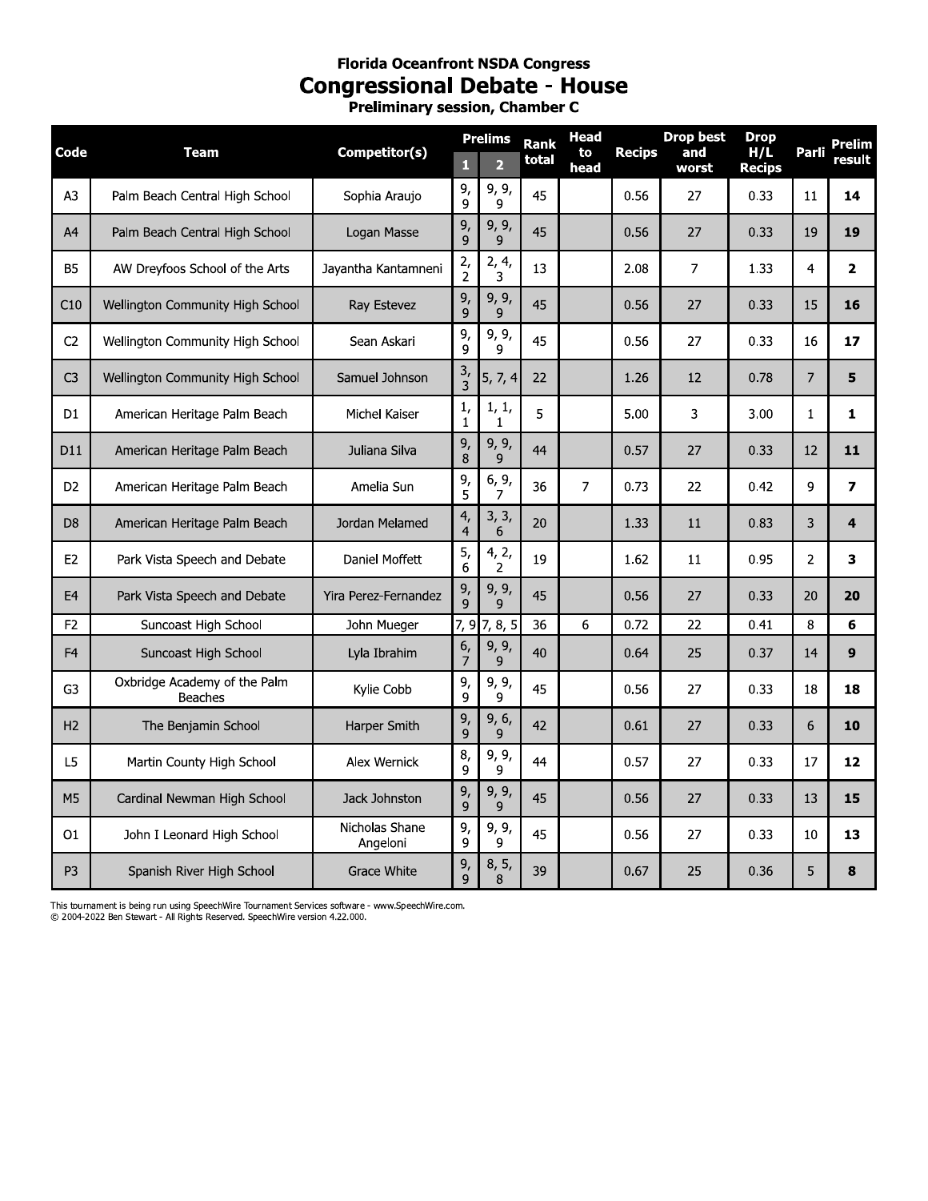**Florida Oceanfront NSDA Congress**

# Congressional Debate - House

**Preliminary session, Chamber C**

| Code | Team | Competitor(s) | Prelims 1 | Prelims 2 | Rank total | Head to head | Recips | Drop best and worst | Drop H/L Recips | Parli | Prelim result |
|---|---|---|---|---|---|---|---|---|---|---|---|
| A3 | Palm Beach Central High School | Sophia Araujo | 9, 9 | 9, 9, 9 | 45 | | 0.56 | 27 | 0.33 | 11 | **14** |
| A4 | Palm Beach Central High School | Logan Masse | 9, 9 | 9, 9, 9 | 45 | | 0.56 | 27 | 0.33 | 19 | **19** |
| B5 | AW Dreyfoos School of the Arts | Jayantha Kantamneni | 2, 2 | 2, 4, 3 | 13 | | 2.08 | 7 | 1.33 | 4 | **2** |
| C10 | Wellington Community High School | Ray Estevez | 9, 9 | 9, 9, 9 | 45 | | 0.56 | 27 | 0.33 | 15 | **16** |
| C2 | Wellington Community High School | Sean Askari | 9, 9 | 9, 9, 9 | 45 | | 0.56 | 27 | 0.33 | 16 | **17** |
| C3 | Wellington Community High School | Samuel Johnson | 3, 3 | 5, 7, 4 | 22 | | 1.26 | 12 | 0.78 | 7 | **5** |
| D1 | American Heritage Palm Beach | Michel Kaiser | 1, 1 | 1, 1, 1 | 5 | | 5.00 | 3 | 3.00 | 1 | **1** |
| D11 | American Heritage Palm Beach | Juliana Silva | 9, 8 | 9, 9, 9 | 44 | | 0.57 | 27 | 0.33 | 12 | **11** |
| D2 | American Heritage Palm Beach | Amelia Sun | 9, 5 | 6, 9, 7 | 36 | 7 | 0.73 | 22 | 0.42 | 9 | **7** |
| D8 | American Heritage Palm Beach | Jordan Melamed | 4, 4 | 3, 3, 6 | 20 | | 1.33 | 11 | 0.83 | 3 | **4** |
| E2 | Park Vista Speech and Debate | Daniel Moffett | 5, 6 | 4, 2, 2 | 19 | | 1.62 | 11 | 0.95 | 2 | **3** |
| E4 | Park Vista Speech and Debate | Yira Perez-Fernandez | 9, 9 | 9, 9, 9 | 45 | | 0.56 | 27 | 0.33 | 20 | **20** |
| F2 | Suncoast High School | John Mueger | 7, 9 | 7, 8, 5 | 36 | 6 | 0.72 | 22 | 0.41 | 8 | **6** |
| F4 | Suncoast High School | Lyla Ibrahim | 6, 7 | 9, 9, 9 | 40 | | 0.64 | 25 | 0.37 | 14 | **9** |
| G3 | Oxbridge Academy of the Palm Beaches | Kylie Cobb | 9, 9 | 9, 9, 9 | 45 | | 0.56 | 27 | 0.33 | 18 | **18** |
| H2 | The Benjamin School | Harper Smith | 9, 9 | 9, 6, 9 | 42 | | 0.61 | 27 | 0.33 | 6 | **10** |
| L5 | Martin County High School | Alex Wernick | 8, 9 | 9, 9, 9 | 44 | | 0.57 | 27 | 0.33 | 17 | **12** |
| M5 | Cardinal Newman High School | Jack Johnston | 9, 9 | 9, 9, 9 | 45 | | 0.56 | 27 | 0.33 | 13 | **15** |
| O1 | John I Leonard High School | Nicholas Shane Angeloni | 9, 9 | 9, 9, 9 | 45 | | 0.56 | 27 | 0.33 | 10 | **13** |
| P3 | Spanish River High School | Grace White | 9, 9 | 8, 5, 8 | 39 | | 0.67 | 25 | 0.36 | 5 | **8** |

This tournament is being run using SpeechWire Tournament Services software - www.SpeechWire.com.
© 2004-2022 Ben Stewart - All Rights Reserved. SpeechWire version 4.22.000.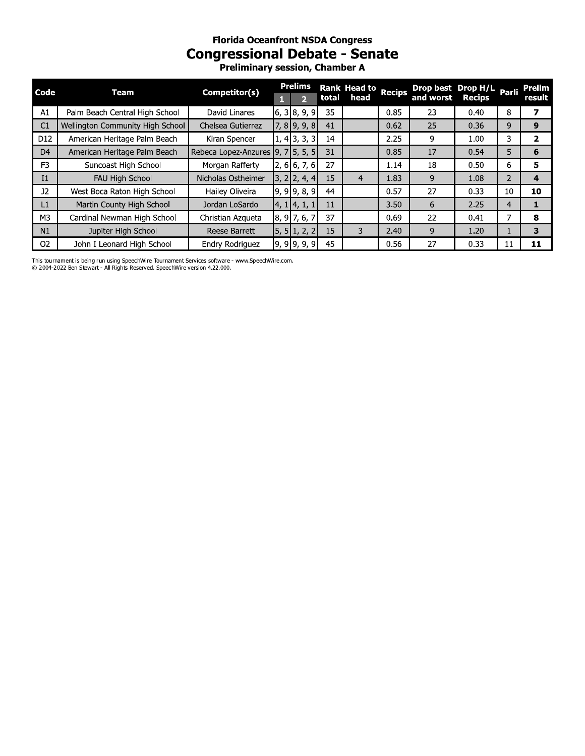### Florida Oceanfront NSDA Congress

# Congressional Debate - Senate

### Preliminary session, Chamber A

| Code | Team | Competitor(s) | Prelims 1 | Prelims 2 | Rank total | Head to head | Recips | Drop best and worst | Drop H/L Recips | Parli | Prelim result |
|---|---|---|---|---|---|---|---|---|---|---|---|
| A1 | Palm Beach Central High School | David Linares | 6, 3 | 8, 9, 9 | 35 | | 0.85 | 23 | 0.40 | 8 | **7** |
| C1 | Wellington Community High School | Chelsea Gutierrez | 7, 8 | 9, 9, 8 | 41 | | 0.62 | 25 | 0.36 | 9 | **9** |
| D12 | American Heritage Palm Beach | Kiran Spencer | 1, 4 | 3, 3, 3 | 14 | | 2.25 | 9 | 1.00 | 3 | **2** |
| D4 | American Heritage Palm Beach | Rebeca Lopez-Anzures | 9, 7 | 5, 5, 5 | 31 | | 0.85 | 17 | 0.54 | 5 | **6** |
| F3 | Suncoast High School | Morgan Rafferty | 2, 6 | 6, 7, 6 | 27 | | 1.14 | 18 | 0.50 | 6 | **5** |
| I1 | FAU High School | Nicholas Ostheimer | 3, 2 | 2, 4, 4 | 15 | 4 | 1.83 | 9 | 1.08 | 2 | **4** |
| J2 | West Boca Raton High School | Hailey Oliveira | 9, 9 | 9, 8, 9 | 44 | | 0.57 | 27 | 0.33 | 10 | **10** |
| L1 | Martin County High School | Jordan LoSardo | 4, 1 | 4, 1, 1 | 11 | | 3.50 | 6 | 2.25 | 4 | **1** |
| M3 | Cardinal Newman High School | Christian Azqueta | 8, 9 | 7, 6, 7 | 37 | | 0.69 | 22 | 0.41 | 7 | **8** |
| N1 | Jupiter High School | Reese Barrett | 5, 5 | 1, 2, 2 | 15 | 3 | 2.40 | 9 | 1.20 | 1 | **3** |
| O2 | John I Leonard High School | Endry Rodriguez | 9, 9 | 9, 9, 9 | 45 | | 0.56 | 27 | 0.33 | 11 | **11** |

This tournament is being run using SpeechWire Tournament Services software - www.SpeechWire.com.
© 2004-2022 Ben Stewart - All Rights Reserved. SpeechWire version 4.22.000.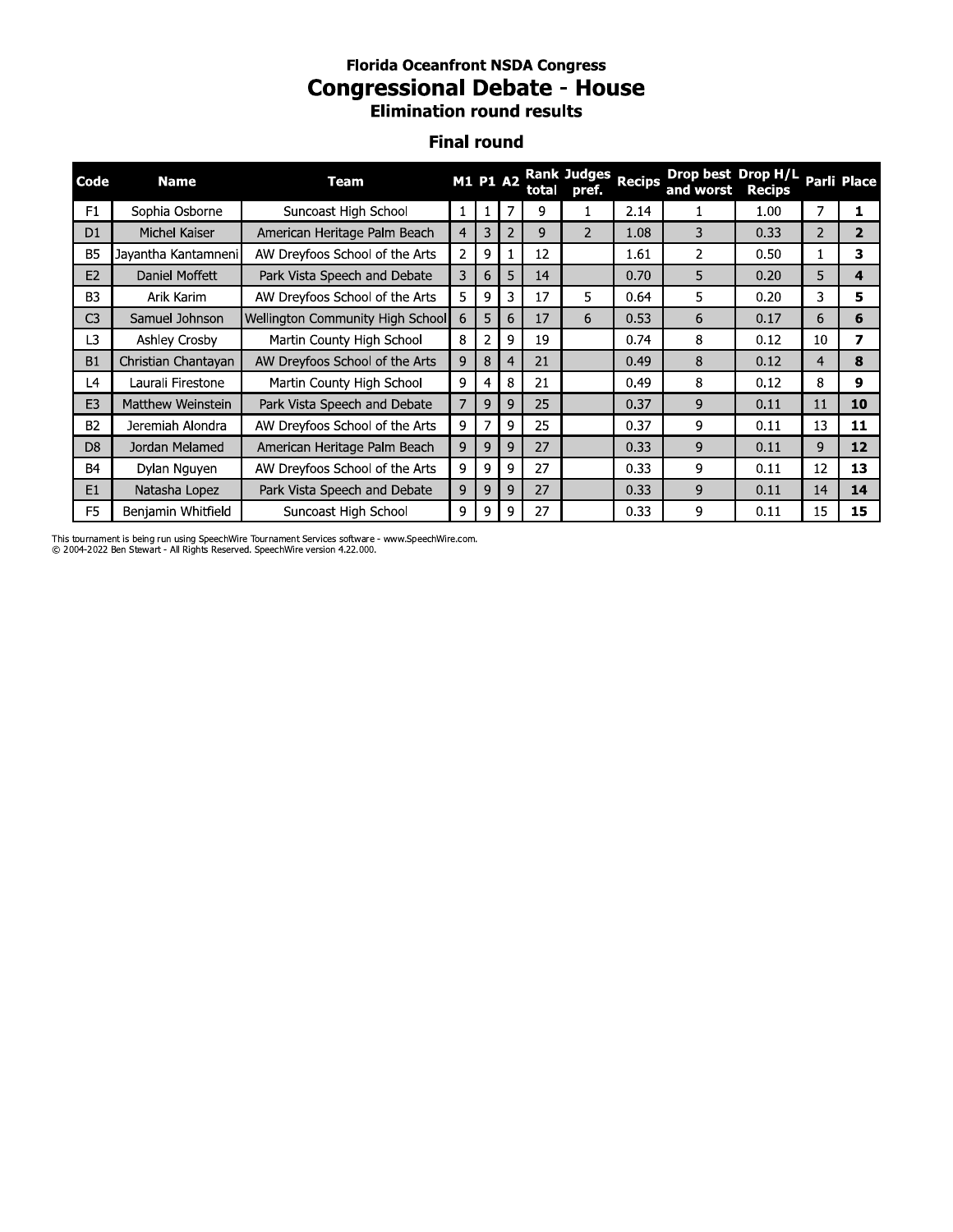# Florida Oceanfront NSDA Congress

## Congressional Debate - House

### Elimination round results

### Final round

| Code | Name | Team | M1 | P1 | A2 | Rank total | Judges pref. | Recips | Drop best and worst | Drop H/L Recips | Parli | Place |
|---|---|---|---|---|---|---|---|---|---|---|---|---|
| F1 | Sophia Osborne | Suncoast High School | 1 | 1 | 7 | 9 | 1 | 2.14 | 1 | 1.00 | 7 | **1** |
| D1 | Michel Kaiser | American Heritage Palm Beach | 4 | 3 | 2 | 9 | 2 | 1.08 | 3 | 0.33 | 2 | **2** |
| B5 | Jayantha Kantamneni | AW Dreyfoos School of the Arts | 2 | 9 | 1 | 12 | | 1.61 | 2 | 0.50 | 1 | **3** |
| E2 | Daniel Moffett | Park Vista Speech and Debate | 3 | 6 | 5 | 14 | | 0.70 | 5 | 0.20 | 5 | **4** |
| B3 | Arik Karim | AW Dreyfoos School of the Arts | 5 | 9 | 3 | 17 | 5 | 0.64 | 5 | 0.20 | 3 | **5** |
| C3 | Samuel Johnson | Wellington Community High School | 6 | 5 | 6 | 17 | 6 | 0.53 | 6 | 0.17 | 6 | **6** |
| L3 | Ashley Crosby | Martin County High School | 8 | 2 | 9 | 19 | | 0.74 | 8 | 0.12 | 10 | **7** |
| B1 | Christian Chantayan | AW Dreyfoos School of the Arts | 9 | 8 | 4 | 21 | | 0.49 | 8 | 0.12 | 4 | **8** |
| L4 | Laurali Firestone | Martin County High School | 9 | 4 | 8 | 21 | | 0.49 | 8 | 0.12 | 8 | **9** |
| E3 | Matthew Weinstein | Park Vista Speech and Debate | 7 | 9 | 9 | 25 | | 0.37 | 9 | 0.11 | 11 | **10** |
| B2 | Jeremiah Alondra | AW Dreyfoos School of the Arts | 9 | 7 | 9 | 25 | | 0.37 | 9 | 0.11 | 13 | **11** |
| D8 | Jordan Melamed | American Heritage Palm Beach | 9 | 9 | 9 | 27 | | 0.33 | 9 | 0.11 | 9 | **12** |
| B4 | Dylan Nguyen | AW Dreyfoos School of the Arts | 9 | 9 | 9 | 27 | | 0.33 | 9 | 0.11 | 12 | **13** |
| E1 | Natasha Lopez | Park Vista Speech and Debate | 9 | 9 | 9 | 27 | | 0.33 | 9 | 0.11 | 14 | **14** |
| F5 | Benjamin Whitfield | Suncoast High School | 9 | 9 | 9 | 27 | | 0.33 | 9 | 0.11 | 15 | **15** |

This tournament is being run using SpeechWire Tournament Services software - www.SpeechWire.com.
© 2004-2022 Ben Stewart - All Rights Reserved. SpeechWire version 4.22.000.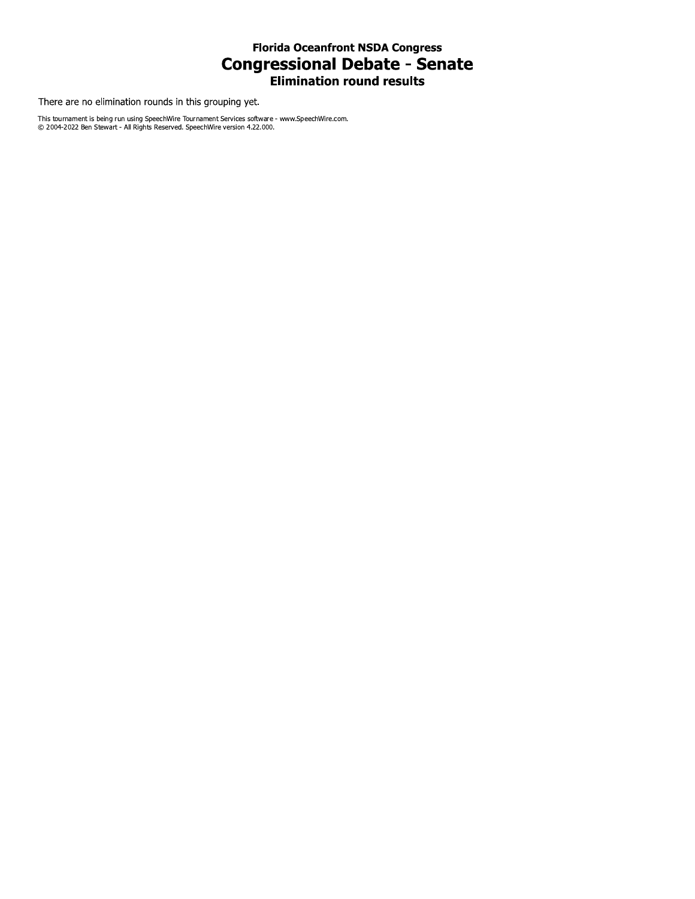### Florida Oceanfront NSDA Congress

# Congressional Debate - Senate

### Elimination round results

There are no elimination rounds in this grouping yet.

This tournament is being run using SpeechWire Tournament Services software - www.SpeechWire.com.
© 2004-2022 Ben Stewart - All Rights Reserved. SpeechWire version 4.22.000.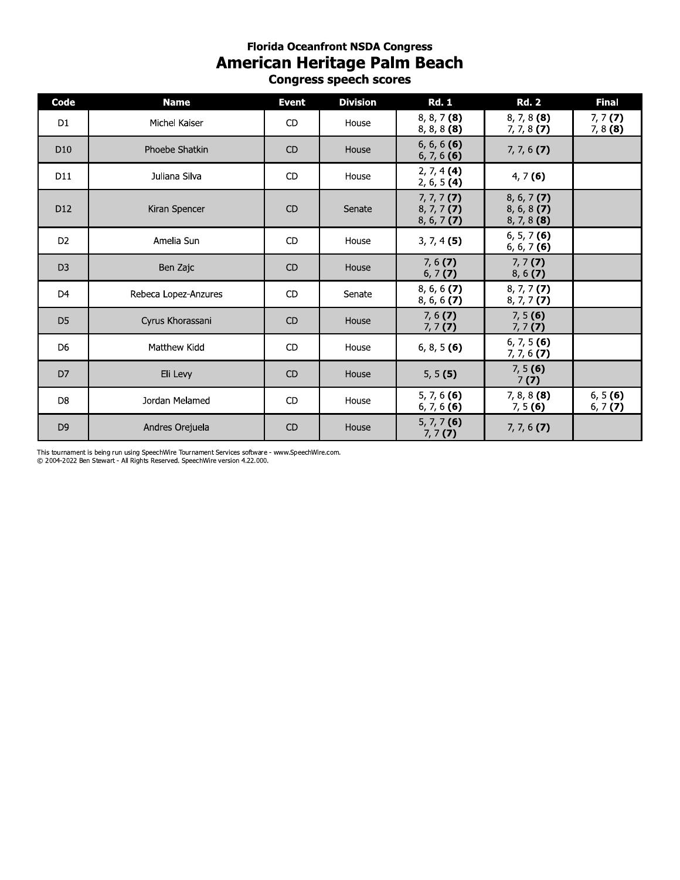**Florida Oceanfront NSDA Congress**

# American Heritage Palm Beach

**Congress speech scores**

| Code | Name | Event | Division | Rd. 1 | Rd. 2 | Final |
|---|---|---|---|---|---|---|
| D1 | Michel Kaiser | CD | House | 8, 8, 7 **(8)**<br>8, 8, 8 **(8)** | 8, 7, 8 **(8)**<br>7, 7, 8 **(7)** | 7, 7 **(7)**<br>7, 8 **(8)** |
| D10 | Phoebe Shatkin | CD | House | 6, 6, 6 **(6)**<br>6, 7, 6 **(6)** | 7, 7, 6 **(7)** | |
| D11 | Juliana Silva | CD | House | 2, 7, 4 **(4)**<br>2, 6, 5 **(4)** | 4, 7 **(6)** | |
| D12 | Kiran Spencer | CD | Senate | 7, 7, 7 **(7)**<br>8, 7, 7 **(7)**<br>8, 6, 7 **(7)** | 8, 6, 7 **(7)**<br>8, 6, 8 **(7)**<br>8, 7, 8 **(8)** | |
| D2 | Amelia Sun | CD | House | 3, 7, 4 **(5)** | 6, 5, 7 **(6)**<br>6, 6, 7 **(6)** | |
| D3 | Ben Zajc | CD | House | 7, 6 **(7)**<br>6, 7 **(7)** | 7, 7 **(7)**<br>8, 6 **(7)** | |
| D4 | Rebeca Lopez-Anzures | CD | Senate | 8, 6, 6 **(7)**<br>8, 6, 6 **(7)** | 8, 7, 7 **(7)**<br>8, 7, 7 **(7)** | |
| D5 | Cyrus Khorassani | CD | House | 7, 6 **(7)**<br>7, 7 **(7)** | 7, 5 **(6)**<br>7, 7 **(7)** | |
| D6 | Matthew Kidd | CD | House | 6, 8, 5 **(6)** | 6, 7, 5 **(6)**<br>7, 7, 6 **(7)** | |
| D7 | Eli Levy | CD | House | 5, 5 **(5)** | 7, 5 **(6)**<br>7 **(7)** | |
| D8 | Jordan Melamed | CD | House | 5, 7, 6 **(6)**<br>6, 7, 6 **(6)** | 7, 8, 8 **(8)**<br>7, 5 **(6)** | 6, 5 **(6)**<br>6, 7 **(7)** |
| D9 | Andres Orejuela | CD | House | 5, 7, 7 **(6)**<br>7, 7 **(7)** | 7, 7, 6 **(7)** | |

This tournament is being run using SpeechWire Tournament Services software - www.SpeechWire.com.
© 2004-2022 Ben Stewart - All Rights Reserved. SpeechWire version 4.22.000.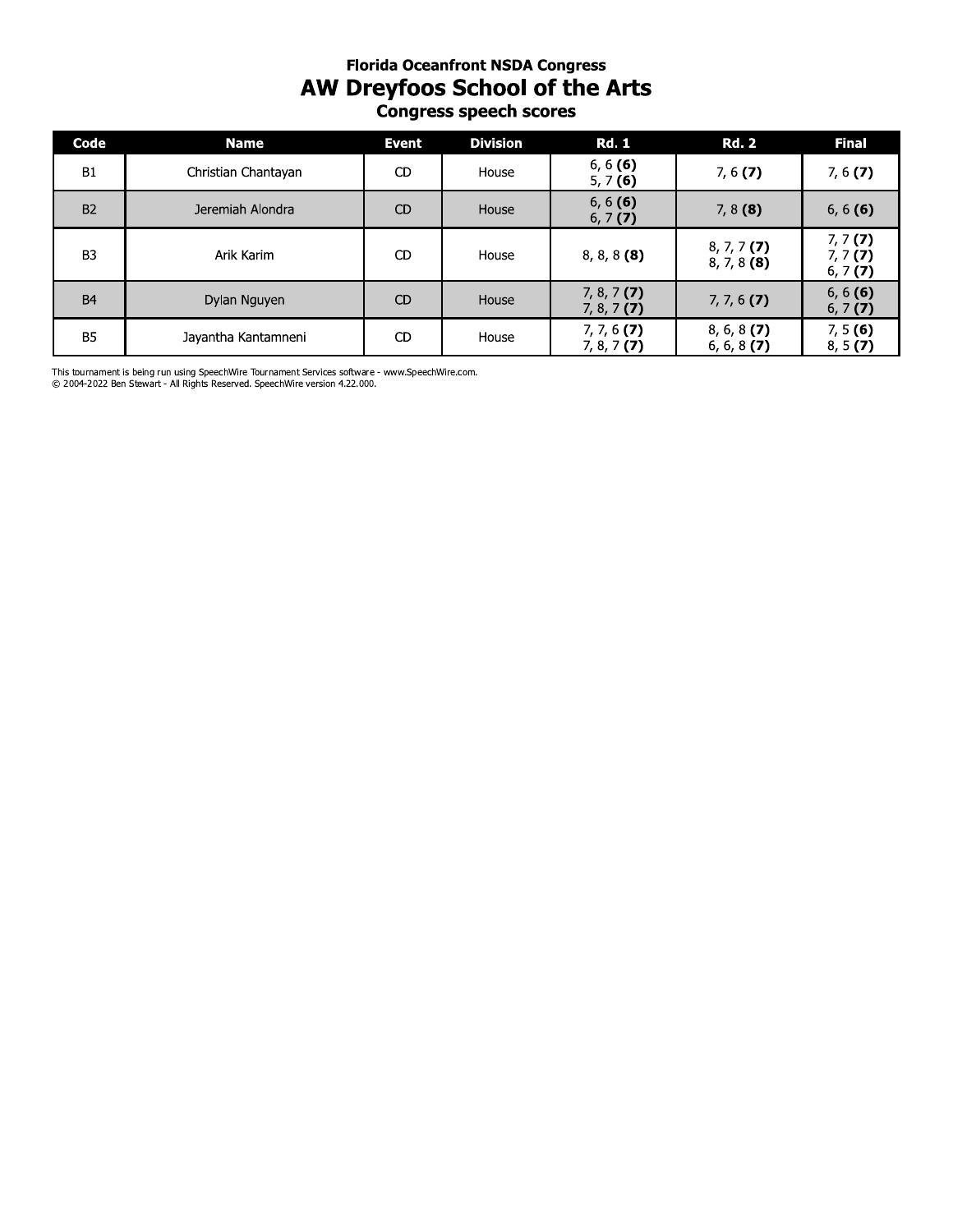### Florida Oceanfront NSDA Congress

# AW Dreyfoos School of the Arts

### Congress speech scores

| Code | Name | Event | Division | Rd. 1 | Rd. 2 | Final |
|---|---|---|---|---|---|---|
| B1 | Christian Chantayan | CD | House | 6, 6 **(6)**<br>5, 7 **(6)** | 7, 6 **(7)** | 7, 6 **(7)** |
| B2 | Jeremiah Alondra | CD | House | 6, 6 **(6)**<br>6, 7 **(7)** | 7, 8 **(8)** | 6, 6 **(6)** |
| B3 | Arik Karim | CD | House | 8, 8, 8 **(8)** | 8, 7, 7 **(7)**<br>8, 7, 8 **(8)** | 7, 7 **(7)**<br>7, 7 **(7)**<br>6, 7 **(7)** |
| B4 | Dylan Nguyen | CD | House | 7, 8, 7 **(7)**<br>7, 8, 7 **(7)** | 7, 7, 6 **(7)** | 6, 6 **(6)**<br>6, 7 **(7)** |
| B5 | Jayantha Kantamneni | CD | House | 7, 7, 6 **(7)**<br>7, 8, 7 **(7)** | 8, 6, 8 **(7)**<br>6, 6, 8 **(7)** | 7, 5 **(6)**<br>8, 5 **(7)** |

This tournament is being run using SpeechWire Tournament Services software - www.SpeechWire.com.
© 2004-2022 Ben Stewart - All Rights Reserved. SpeechWire version 4.22.000.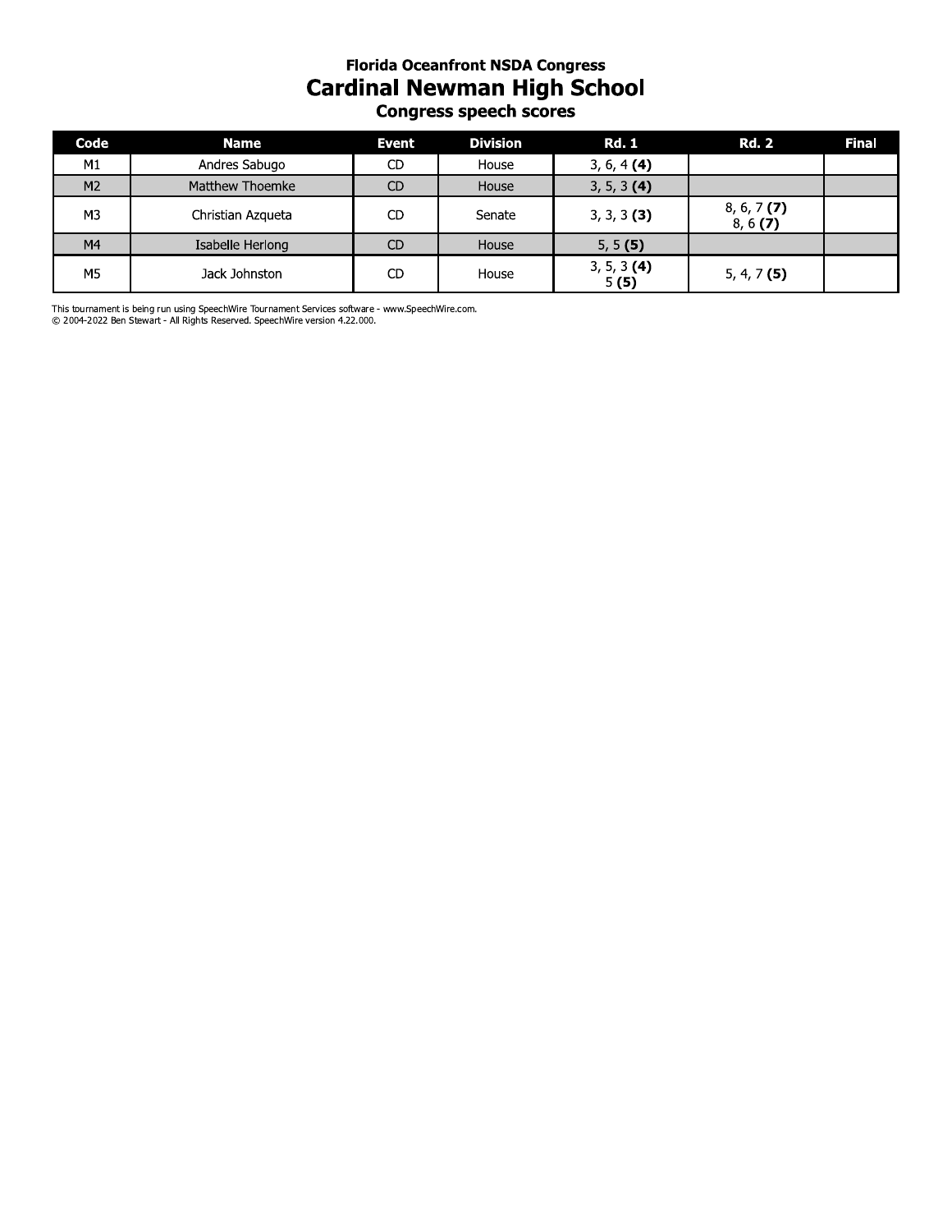### Florida Oceanfront NSDA Congress

## Cardinal Newman High School

### Congress speech scores

| Code | Name | Event | Division | Rd. 1 | Rd. 2 | Final |
|---|---|---|---|---|---|---|
| M1 | Andres Sabugo | CD | House | 3, 6, 4 **(4)** | | |
| M2 | Matthew Thoemke | CD | House | 3, 5, 3 **(4)** | | |
| M3 | Christian Azqueta | CD | Senate | 3, 3, 3 **(3)** | 8, 6, 7 **(7)**<br>8, 6 **(7)** | |
| M4 | Isabelle Herlong | CD | House | 5, 5 **(5)** | | |
| M5 | Jack Johnston | CD | House | 3, 5, 3 **(4)**<br>5 **(5)** | 5, 4, 7 **(5)** | |

This tournament is being run using SpeechWire Tournament Services software - www.SpeechWire.com.
© 2004-2022 Ben Stewart - All Rights Reserved. SpeechWire version 4.22.000.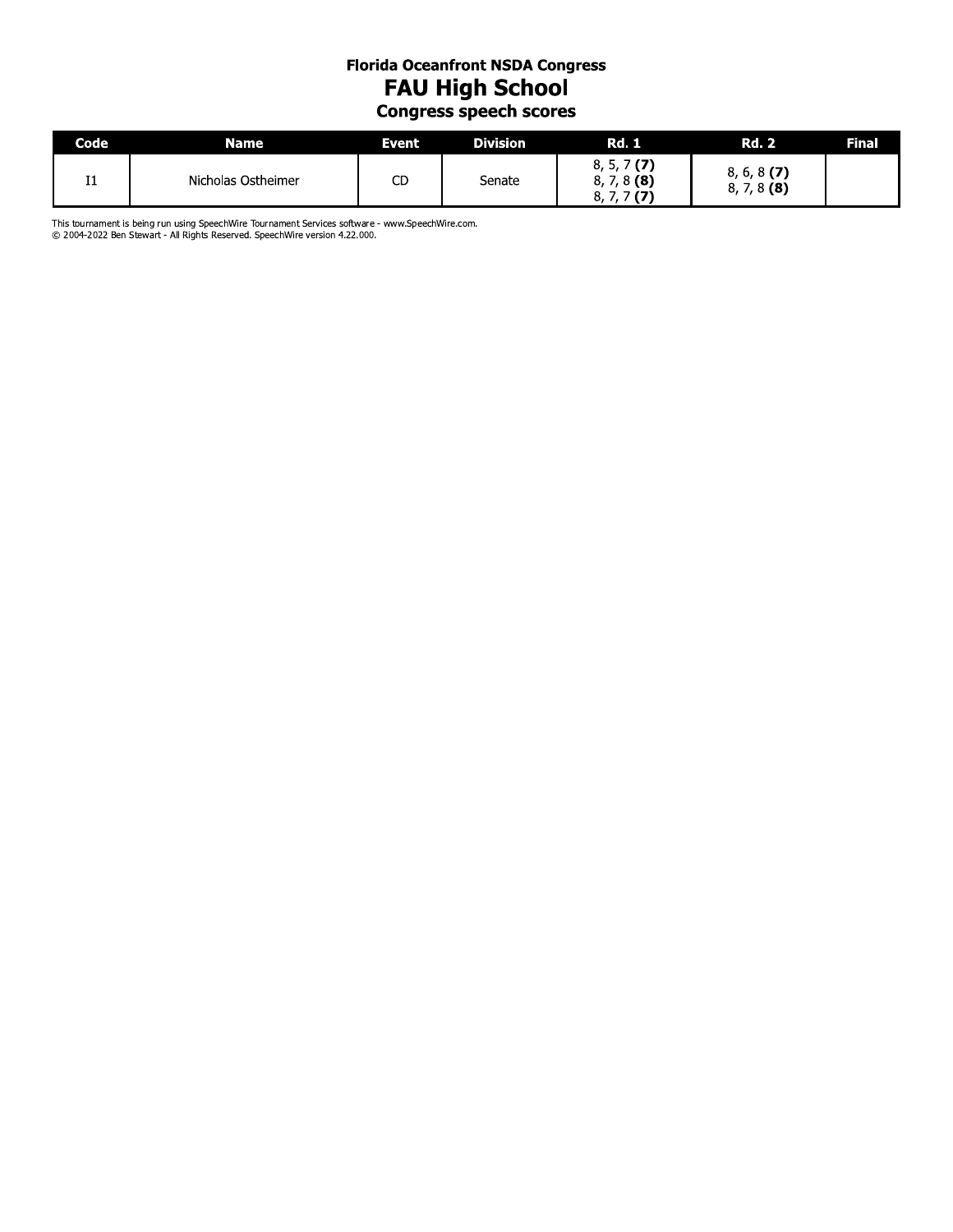**Florida Oceanfront NSDA Congress**

# FAU High School

## Congress speech scores

| Code | Name | Event | Division | Rd. 1 | Rd. 2 | Final |
|---|---|---|---|---|---|---|
| I1 | Nicholas Ostheimer | CD | Senate | 8, 5, 7 **(7)**<br>8, 7, 8 **(8)**<br>8, 7, 7 **(7)** | 8, 6, 8 **(7)**<br>8, 7, 8 **(8)** | |

This tournament is being run using SpeechWire Tournament Services software - www.SpeechWire.com.
© 2004-2022 Ben Stewart - All Rights Reserved. SpeechWire version 4.22.000.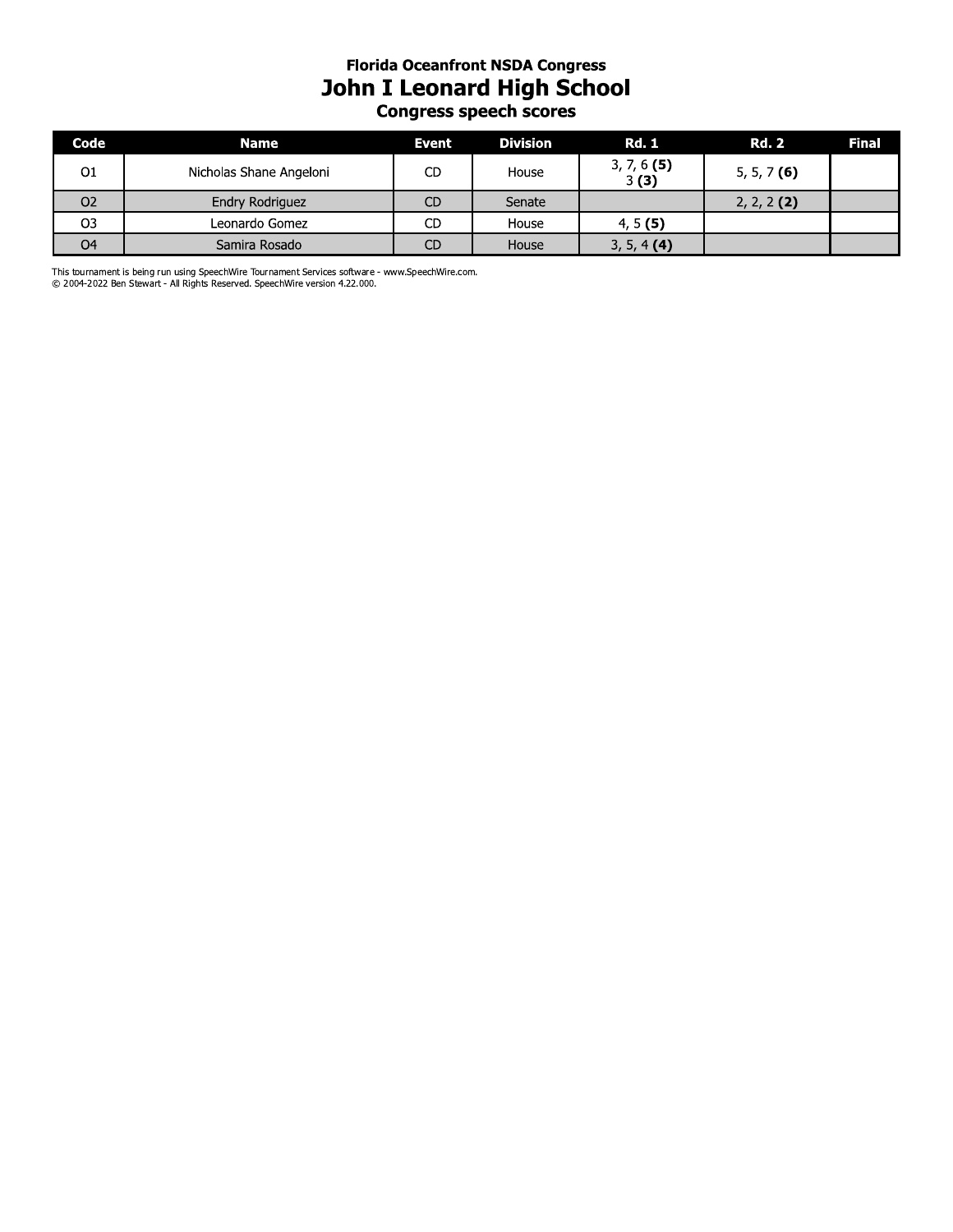**Florida Oceanfront NSDA Congress**

# John I Leonard High School

### Congress speech scores

| Code | Name | Event | Division | Rd. 1 | Rd. 2 | Final |
|---|---|---|---|---|---|---|
| O1 | Nicholas Shane Angeloni | CD | House | 3, 7, 6 **(5)** 3 **(3)** | 5, 5, 7 **(6)** | |
| O2 | Endry Rodriguez | CD | Senate | | 2, 2, 2 **(2)** | |
| O3 | Leonardo Gomez | CD | House | 4, 5 **(5)** | | |
| O4 | Samira Rosado | CD | House | 3, 5, 4 **(4)** | | |

This tournament is being run using SpeechWire Tournament Services software - www.SpeechWire.com.
© 2004-2022 Ben Stewart - All Rights Reserved. SpeechWire version 4.22.000.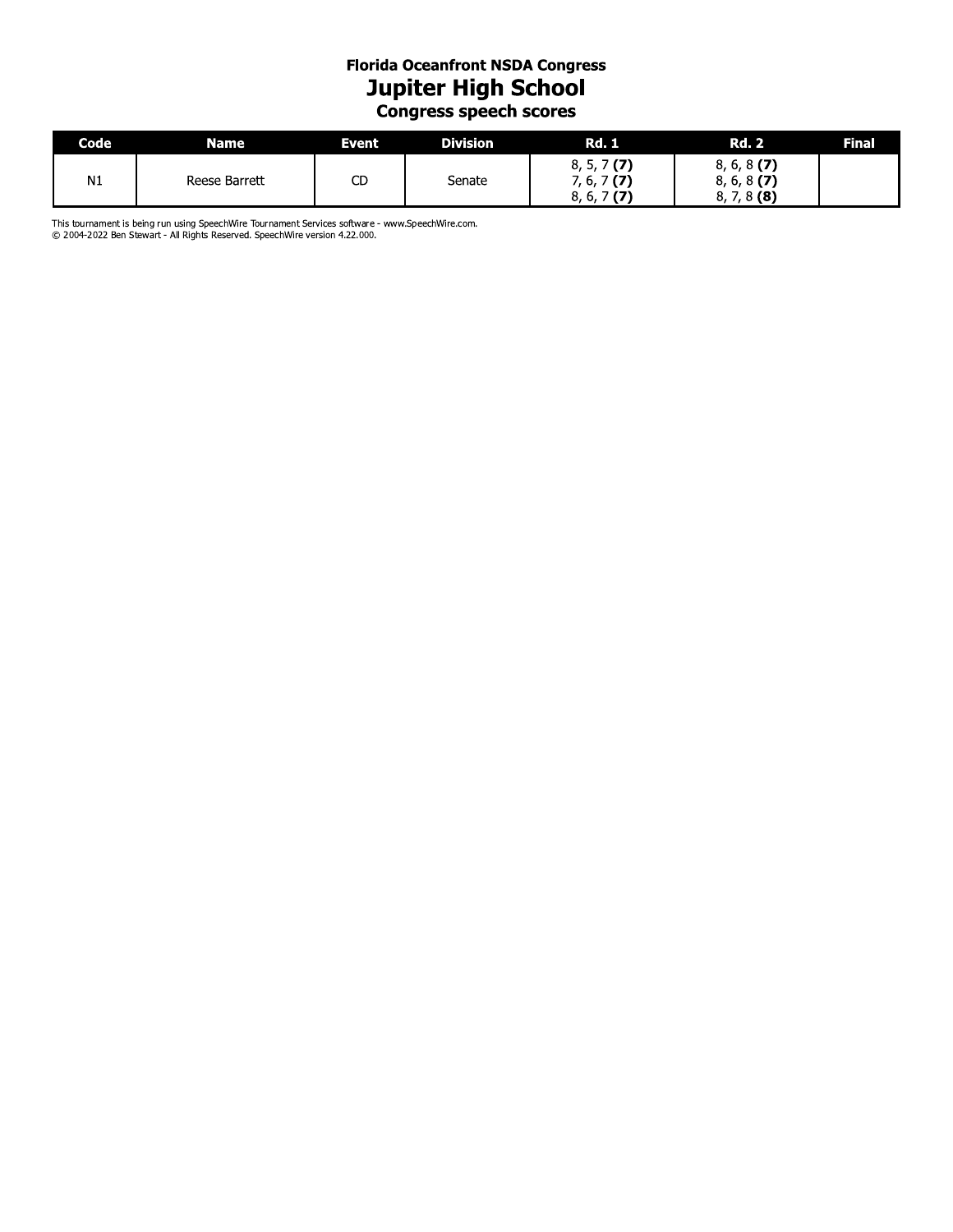**Florida Oceanfront NSDA Congress**

# Jupiter High School

**Congress speech scores**

| Code | Name | Event | Division | Rd. 1 | Rd. 2 | Final |
|---|---|---|---|---|---|---|
| N1 | Reese Barrett | CD | Senate | 8, 5, 7 **(7)**<br>7, 6, 7 **(7)**<br>8, 6, 7 **(7)** | 8, 6, 8 **(7)**<br>8, 6, 8 **(7)**<br>8, 7, 8 **(8)** | |

This tournament is being run using SpeechWire Tournament Services software - www.SpeechWire.com.
© 2004-2022 Ben Stewart - All Rights Reserved. SpeechWire version 4.22.000.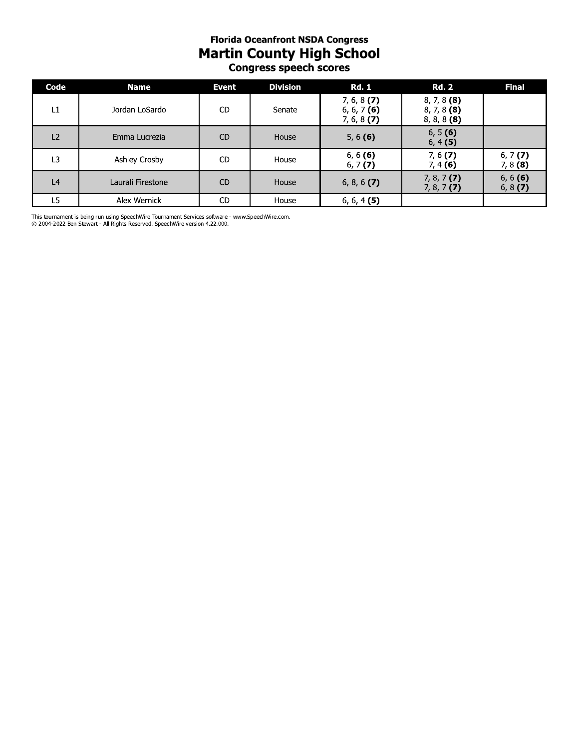**Florida Oceanfront NSDA Congress**

# Martin County High School

### Congress speech scores

| Code | Name | Event | Division | Rd. 1 | Rd. 2 | Final |
|---|---|---|---|---|---|---|
| L1 | Jordan LoSardo | CD | Senate | 7, 6, 8 **(7)**<br>6, 6, 7 **(6)**<br>7, 6, 8 **(7)** | 8, 7, 8 **(8)**<br>8, 7, 8 **(8)**<br>8, 8, 8 **(8)** | |
| L2 | Emma Lucrezia | CD | House | 5, 6 **(6)** | 6, 5 **(6)**<br>6, 4 **(5)** | |
| L3 | Ashley Crosby | CD | House | 6, 6 **(6)**<br>6, 7 **(7)** | 7, 6 **(7)**<br>7, 4 **(6)** | 6, 7 **(7)**<br>7, 8 **(8)** |
| L4 | Laurali Firestone | CD | House | 6, 8, 6 **(7)** | 7, 8, 7 **(7)**<br>7, 8, 7 **(7)** | 6, 6 **(6)**<br>6, 8 **(7)** |
| L5 | Alex Wernick | CD | House | 6, 6, 4 **(5)** | | |

This tournament is being run using SpeechWire Tournament Services software - www.SpeechWire.com.
© 2004-2022 Ben Stewart - All Rights Reserved. SpeechWire version 4.22.000.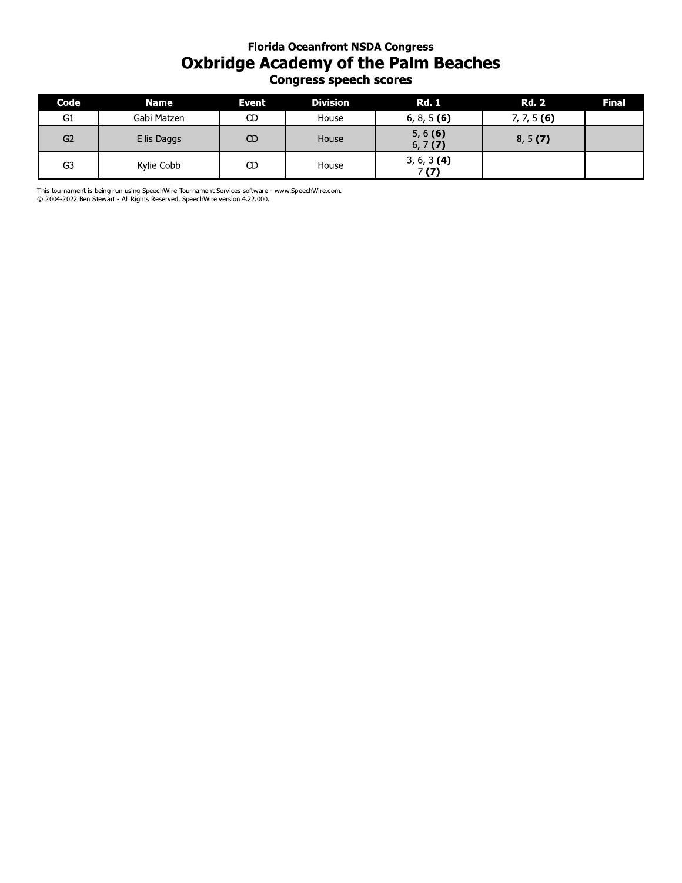### Florida Oceanfront NSDA Congress

# Oxbridge Academy of the Palm Beaches

### Congress speech scores

| Code | Name | Event | Division | Rd. 1 | Rd. 2 | Final |
|---|---|---|---|---|---|---|
| G1 | Gabi Matzen | CD | House | 6, 8, 5 **(6)** | 7, 7, 5 **(6)** | |
| G2 | Ellis Daggs | CD | House | 5, 6 **(6)**<br>6, 7 **(7)** | 8, 5 **(7)** | |
| G3 | Kylie Cobb | CD | House | 3, 6, 3 **(4)**<br>7 **(7)** | | |

This tournament is being run using SpeechWire Tournament Services software - www.SpeechWire.com.
© 2004-2022 Ben Stewart - All Rights Reserved. SpeechWire version 4.22.000.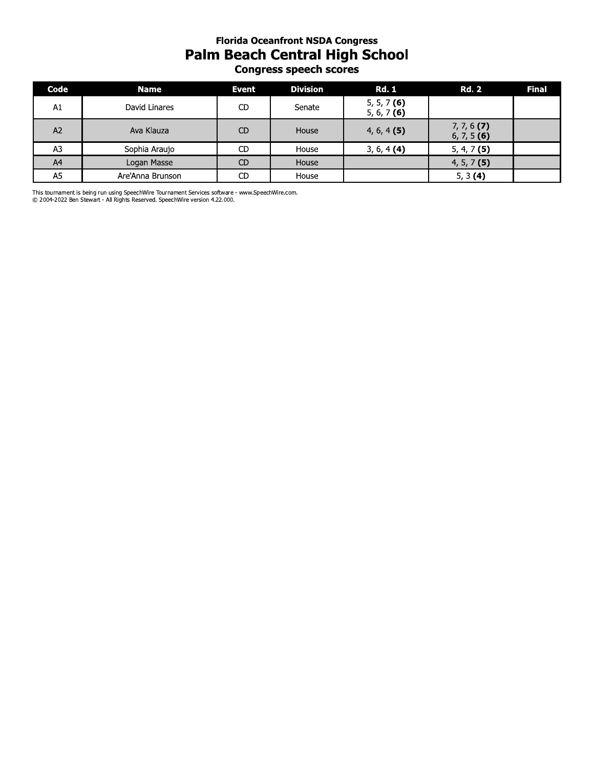### Florida Oceanfront NSDA Congress

# Palm Beach Central High School

### Congress speech scores

| Code | Name | Event | Division | Rd. 1 | Rd. 2 | Final |
|---|---|---|---|---|---|---|
| A1 | David Linares | CD | Senate | 5, 5, 7 **(6)**<br>5, 6, 7 **(6)** | | |
| A2 | Ava Klauza | CD | House | 4, 6, 4 **(5)** | 7, 7, 6 **(7)**<br>6, 7, 5 **(6)** | |
| A3 | Sophia Araujo | CD | House | 3, 6, 4 **(4)** | 5, 4, 7 **(5)** | |
| A4 | Logan Masse | CD | House | | 4, 5, 7 **(5)** | |
| A5 | Are'Anna Brunson | CD | House | | 5, 3 **(4)** | |

This tournament is being run using SpeechWire Tournament Services software - www.SpeechWire.com.
© 2004-2022 Ben Stewart - All Rights Reserved. SpeechWire version 4.22.000.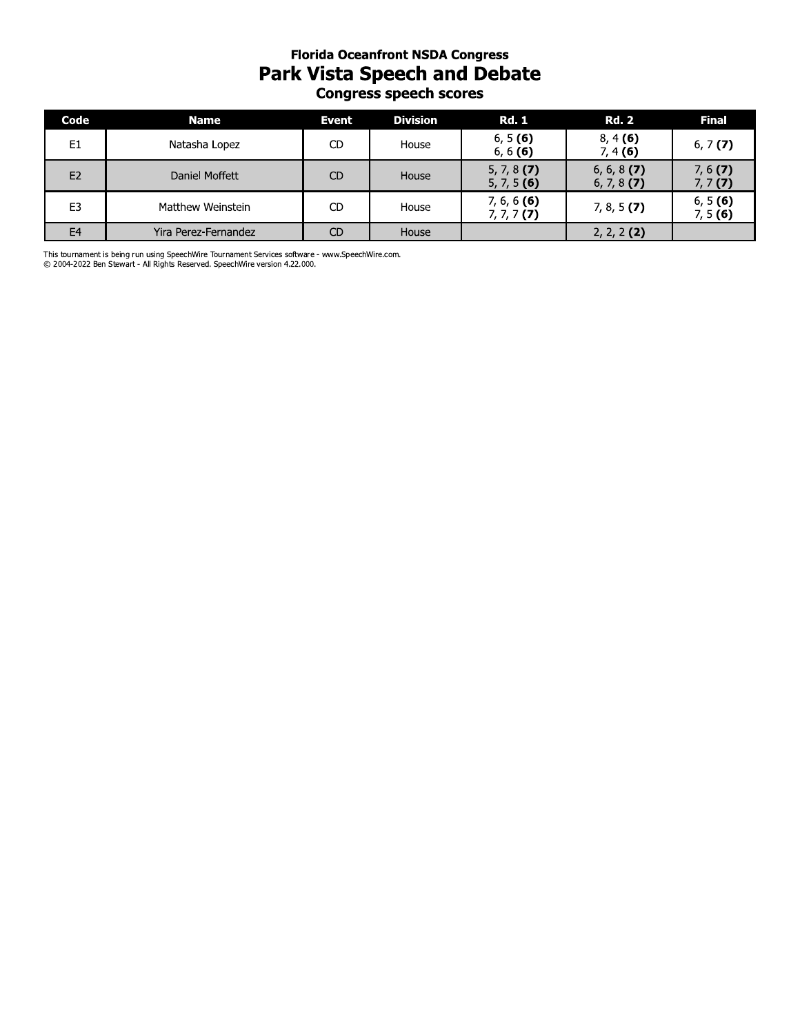### Florida Oceanfront NSDA Congress
## Park Vista Speech and Debate
### Congress speech scores

| Code | Name | Event | Division | Rd. 1 | Rd. 2 | Final |
|---|---|---|---|---|---|---|
| E1 | Natasha Lopez | CD | House | 6, 5 **(6)**<br>6, 6 **(6)** | 8, 4 **(6)**<br>7, 4 **(6)** | 6, 7 **(7)** |
| E2 | Daniel Moffett | CD | House | 5, 7, 8 **(7)**<br>5, 7, 5 **(6)** | 6, 6, 8 **(7)**<br>6, 7, 8 **(7)** | 7, 6 **(7)**<br>7, 7 **(7)** |
| E3 | Matthew Weinstein | CD | House | 7, 6, 6 **(6)**<br>7, 7, 7 **(7)** | 7, 8, 5 **(7)** | 6, 5 **(6)**<br>7, 5 **(6)** |
| E4 | Yira Perez-Fernandez | CD | House | | 2, 2, 2 **(2)** | |

This tournament is being run using SpeechWire Tournament Services software - www.SpeechWire.com.
© 2004-2022 Ben Stewart - All Rights Reserved. SpeechWire version 4.22.000.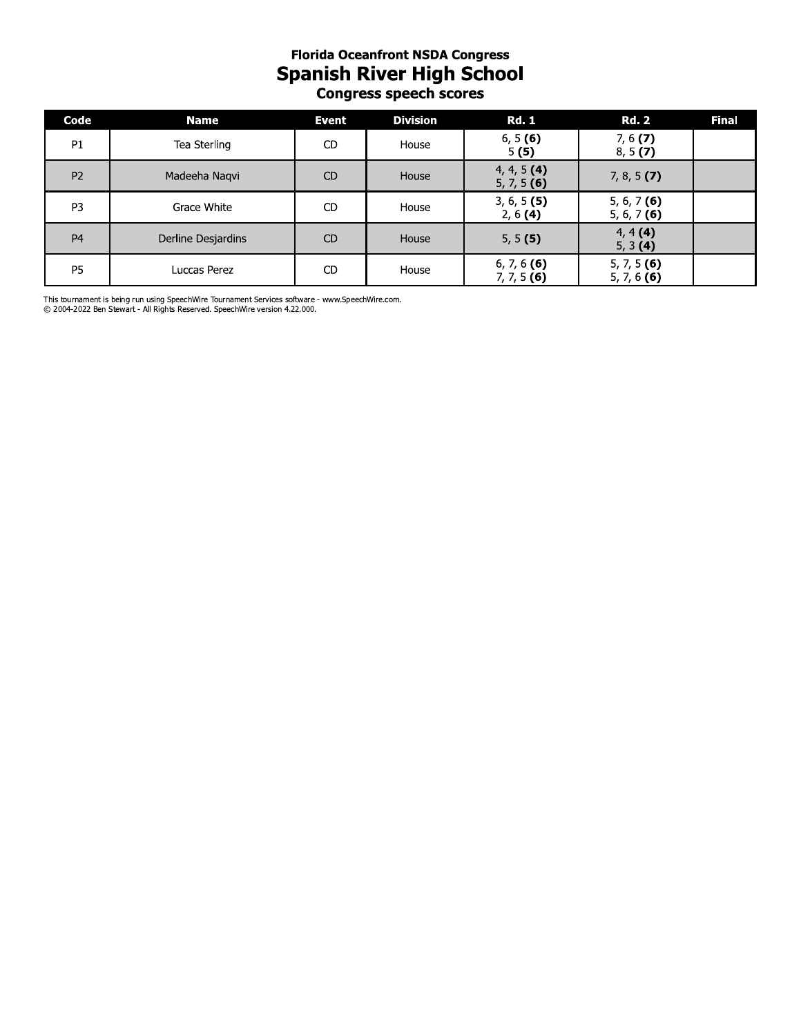## Florida Oceanfront NSDA Congress

# Spanish River High School

### Congress speech scores

| Code | Name | Event | Division | Rd. 1 | Rd. 2 | Final |
|---|---|---|---|---|---|---|
| P1 | Tea Sterling | CD | House | 6, 5 **(6)**<br>5 **(5)** | 7, 6 **(7)**<br>8, 5 **(7)** | |
| P2 | Madeeha Naqvi | CD | House | 4, 4, 5 **(4)**<br>5, 7, 5 **(6)** | 7, 8, 5 **(7)** | |
| P3 | Grace White | CD | House | 3, 6, 5 **(5)**<br>2, 6 **(4)** | 5, 6, 7 **(6)**<br>5, 6, 7 **(6)** | |
| P4 | Derline Desjardins | CD | House | 5, 5 **(5)** | 4, 4 **(4)**<br>5, 3 **(4)** | |
| P5 | Luccas Perez | CD | House | 6, 7, 6 **(6)**<br>7, 7, 5 **(6)** | 5, 7, 5 **(6)**<br>5, 7, 6 **(6)** | |

This tournament is being run using SpeechWire Tournament Services software - www.SpeechWire.com.
© 2004-2022 Ben Stewart - All Rights Reserved. SpeechWire version 4.22.000.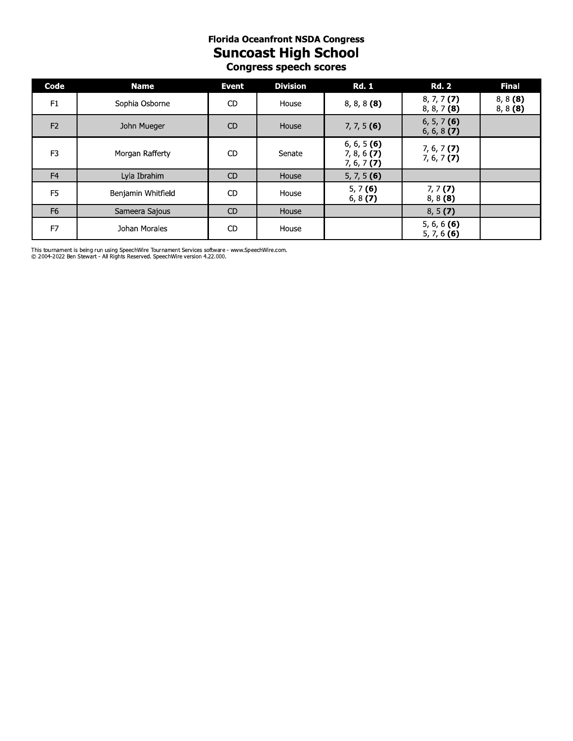**Florida Oceanfront NSDA Congress**

# Suncoast High School

## Congress speech scores

| Code | Name | Event | Division | Rd. 1 | Rd. 2 | Final |
|---|---|---|---|---|---|---|
| F1 | Sophia Osborne | CD | House | 8, 8, 8 **(8)** | 8, 7, 7 **(7)**<br>8, 8, 7 **(8)** | 8, 8 **(8)**<br>8, 8 **(8)** |
| F2 | John Mueger | CD | House | 7, 7, 5 **(6)** | 6, 5, 7 **(6)**<br>6, 6, 8 **(7)** | |
| F3 | Morgan Rafferty | CD | Senate | 6, 6, 5 **(6)**<br>7, 8, 6 **(7)**<br>7, 6, 7 **(7)** | 7, 6, 7 **(7)**<br>7, 6, 7 **(7)** | |
| F4 | Lyla Ibrahim | CD | House | 5, 7, 5 **(6)** | | |
| F5 | Benjamin Whitfield | CD | House | 5, 7 **(6)**<br>6, 8 **(7)** | 7, 7 **(7)**<br>8, 8 **(8)** | |
| F6 | Sameera Sajous | CD | House | | 8, 5 **(7)** | |
| F7 | Johan Morales | CD | House | | 5, 6, 6 **(6)**<br>5, 7, 6 **(6)** | |

This tournament is being run using SpeechWire Tournament Services software - www.SpeechWire.com.
© 2004-2022 Ben Stewart - All Rights Reserved. SpeechWire version 4.22.000.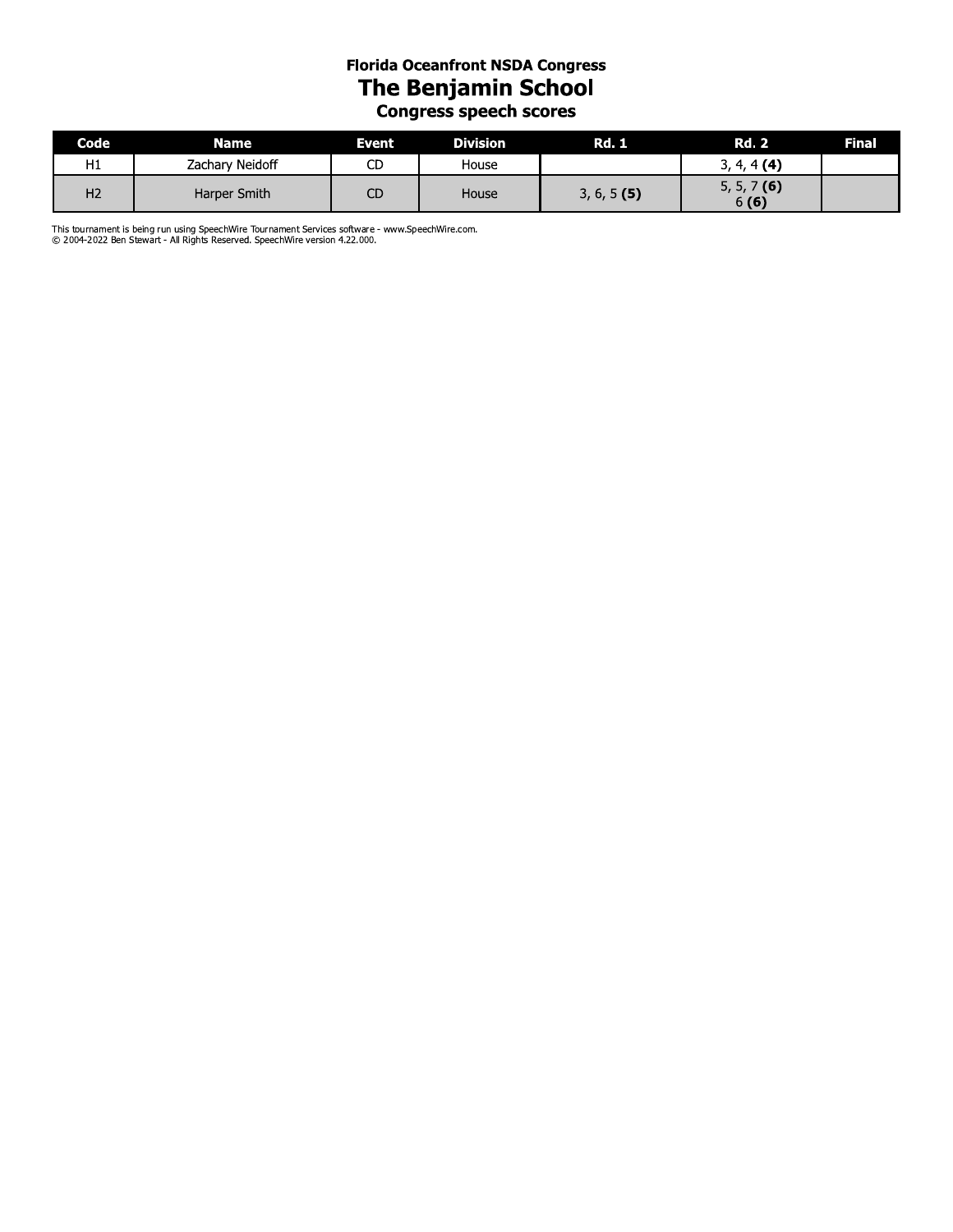### Florida Oceanfront NSDA Congress

## The Benjamin School

### Congress speech scores

| Code | Name | Event | Division | Rd. 1 | Rd. 2 | Final |
| --- | --- | --- | --- | --- | --- | --- |
| H1 | Zachary Neidoff | CD | House | | 3, 4, 4 **(4)** | |
| H2 | Harper Smith | CD | House | 3, 6, 5 **(5)** | 5, 5, 7 **(6)** 6 **(6)** | |

This tournament is being run using SpeechWire Tournament Services software - www.SpeechWire.com.
© 2004-2022 Ben Stewart - All Rights Reserved. SpeechWire version 4.22.000.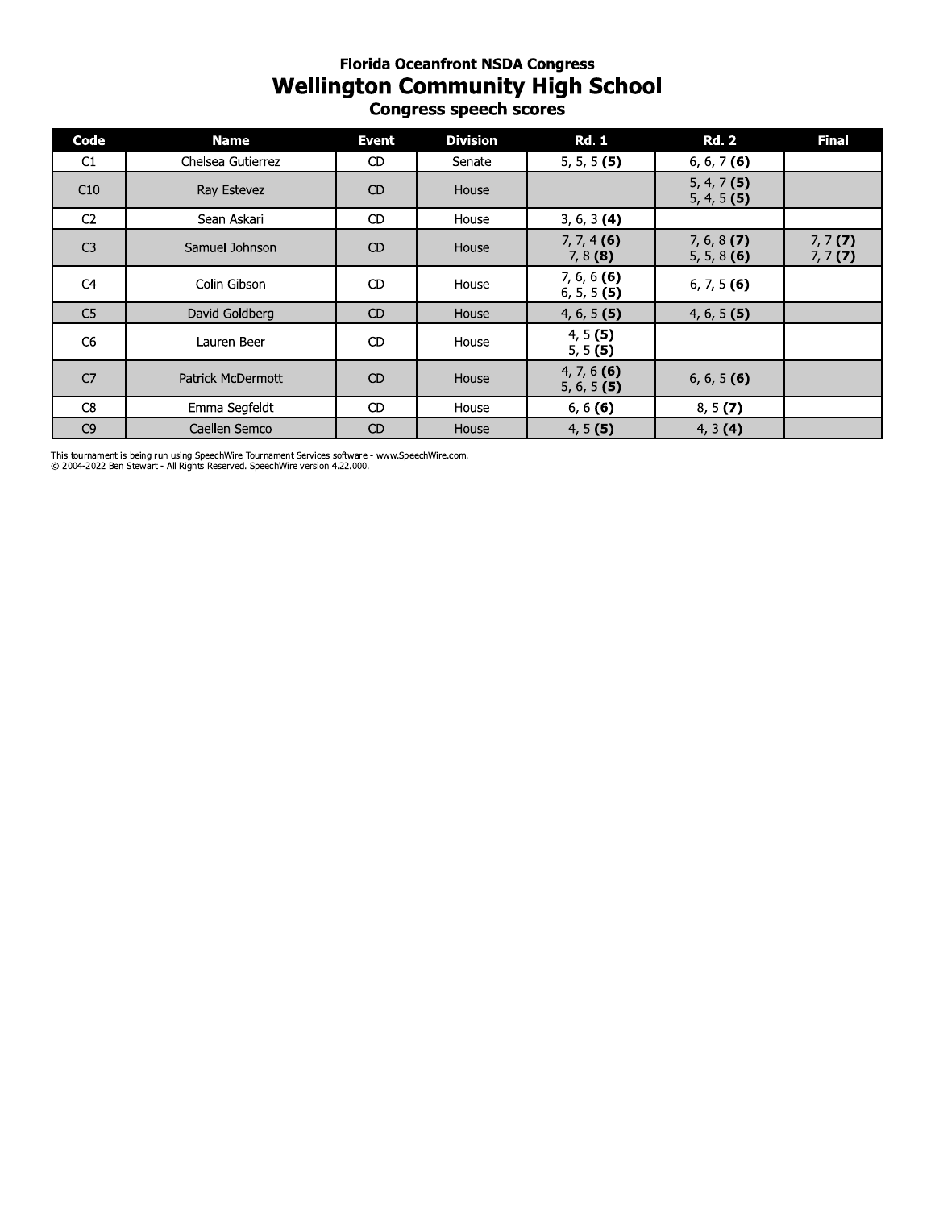### Florida Oceanfront NSDA Congress

# Wellington Community High School

### Congress speech scores

| Code | Name | Event | Division | Rd. 1 | Rd. 2 | Final |
|---|---|---|---|---|---|---|
| C1 | Chelsea Gutierrez | CD | Senate | 5, 5, 5 **(5)** | 6, 6, 7 **(6)** | |
| C10 | Ray Estevez | CD | House | | 5, 4, 7 **(5)**<br>5, 4, 5 **(5)** | |
| C2 | Sean Askari | CD | House | 3, 6, 3 **(4)** | | |
| C3 | Samuel Johnson | CD | House | 7, 7, 4 **(6)**<br>7, 8 **(8)** | 7, 6, 8 **(7)**<br>5, 5, 8 **(6)** | 7, 7 **(7)**<br>7, 7 **(7)** |
| C4 | Colin Gibson | CD | House | 7, 6, 6 **(6)**<br>6, 5, 5 **(5)** | 6, 7, 5 **(6)** | |
| C5 | David Goldberg | CD | House | 4, 6, 5 **(5)** | 4, 6, 5 **(5)** | |
| C6 | Lauren Beer | CD | House | 4, 5 **(5)**<br>5, 5 **(5)** | | |
| C7 | Patrick McDermott | CD | House | 4, 7, 6 **(6)**<br>5, 6, 5 **(5)** | 6, 6, 5 **(6)** | |
| C8 | Emma Segfeldt | CD | House | 6, 6 **(6)** | 8, 5 **(7)** | |
| C9 | Caellen Semco | CD | House | 4, 5 **(5)** | 4, 3 **(4)** | |

This tournament is being run using SpeechWire Tournament Services software - www.SpeechWire.com.
© 2004-2022 Ben Stewart - All Rights Reserved. SpeechWire version 4.22.000.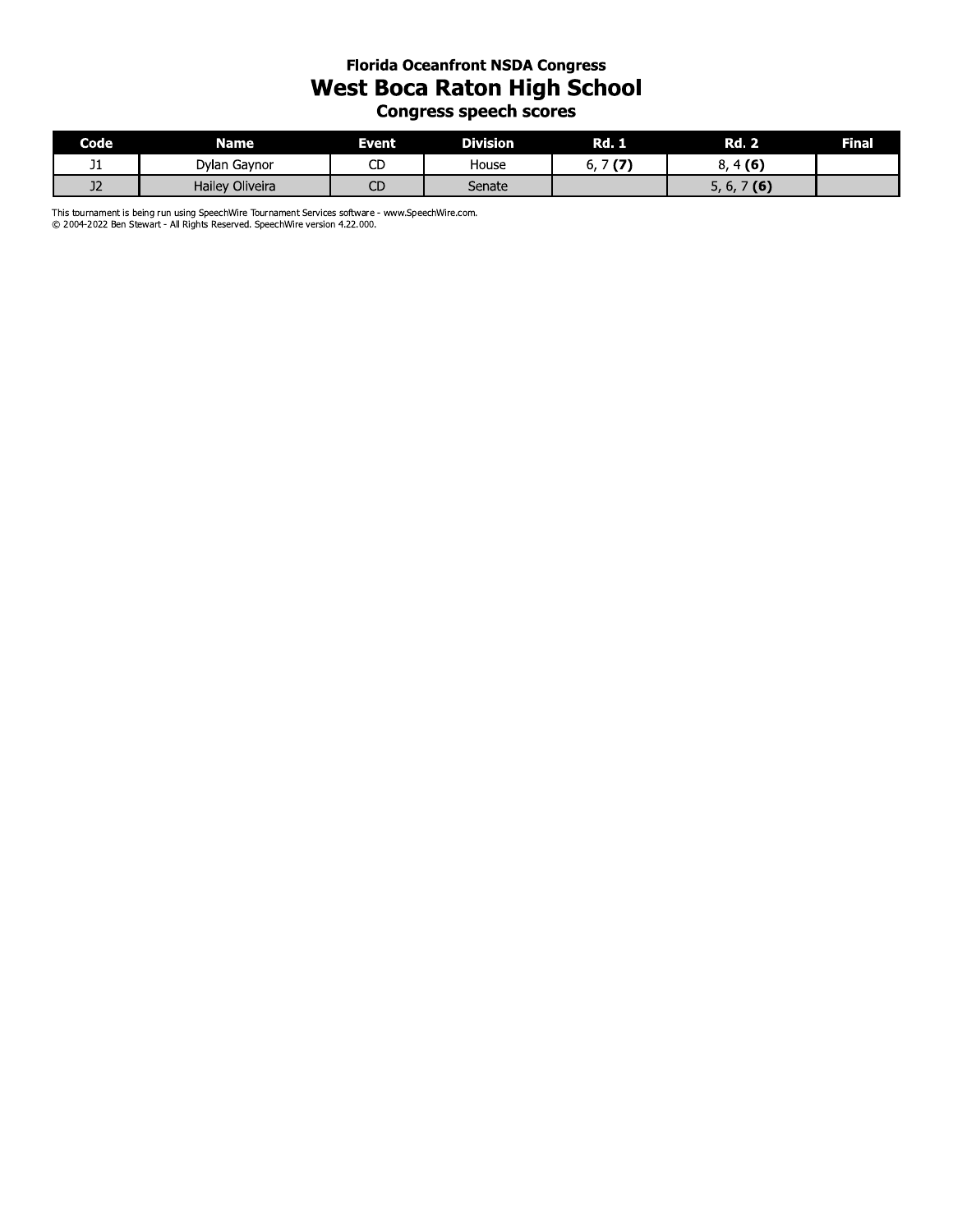### Florida Oceanfront NSDA Congress

# West Boca Raton High School

### Congress speech scores

| Code | Name | Event | Division | Rd. 1 | Rd. 2 | Final |
|---|---|---|---|---|---|---|
| J1 | Dylan Gaynor | CD | House | 6, 7 **(7)** | 8, 4 **(6)** | |
| J2 | Hailey Oliveira | CD | Senate | | 5, 6, 7 **(6)** | |

This tournament is being run using SpeechWire Tournament Services software - www.SpeechWire.com.
© 2004-2022 Ben Stewart - All Rights Reserved. SpeechWire version 4.22.000.